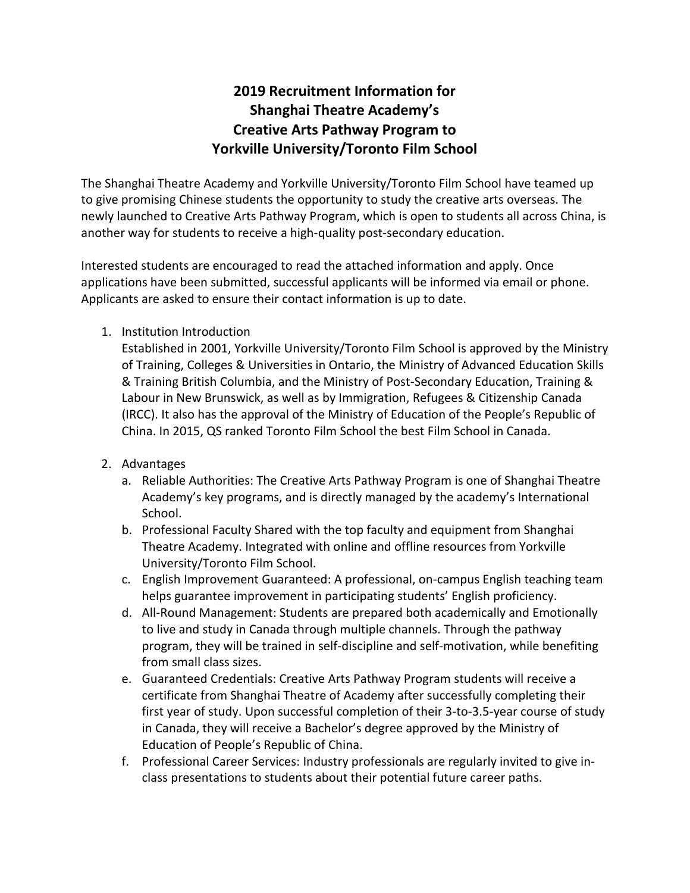# 2019 Recruitment Information for Shanghai Theatre Academy's Creative Arts Pathway Program to Yorkville University/Toronto Film School

The Shanghai Theatre Academy and Yorkville University/Toronto Film School have teamed up to give promising Chinese students the opportunity to study the creative arts overseas. The newly launched to Creative Arts Pathway Program, which is open to students all across China, is another way for students to receive a high-quality post-secondary education.

Interested students are encouraged to read the attached information and apply. Once applications have been submitted, successful applicants will be informed via email or phone. Applicants are asked to ensure their contact information is up to date.

1. Institution Introduction
   Established in 2001, Yorkville University/Toronto Film School is approved by the Ministry of Training, Colleges & Universities in Ontario, the Ministry of Advanced Education Skills & Training British Columbia, and the Ministry of Post-Secondary Education, Training & Labour in New Brunswick, as well as by Immigration, Refugees & Citizenship Canada (IRCC). It also has the approval of the Ministry of Education of the People's Republic of China. In 2015, QS ranked Toronto Film School the best Film School in Canada.

2. Advantages
   a. Reliable Authorities: The Creative Arts Pathway Program is one of Shanghai Theatre Academy's key programs, and is directly managed by the academy's International School.
   b. Professional Faculty Shared with the top faculty and equipment from Shanghai Theatre Academy. Integrated with online and offline resources from Yorkville University/Toronto Film School.
   c. English Improvement Guaranteed: A professional, on-campus English teaching team helps guarantee improvement in participating students' English proficiency.
   d. All-Round Management: Students are prepared both academically and Emotionally to live and study in Canada through multiple channels. Through the pathway program, they will be trained in self-discipline and self-motivation, while benefiting from small class sizes.
   e. Guaranteed Credentials: Creative Arts Pathway Program students will receive a certificate from Shanghai Theatre of Academy after successfully completing their first year of study. Upon successful completion of their 3-to-3.5-year course of study in Canada, they will receive a Bachelor's degree approved by the Ministry of Education of People's Republic of China.
   f. Professional Career Services: Industry professionals are regularly invited to give in-class presentations to students about their potential future career paths.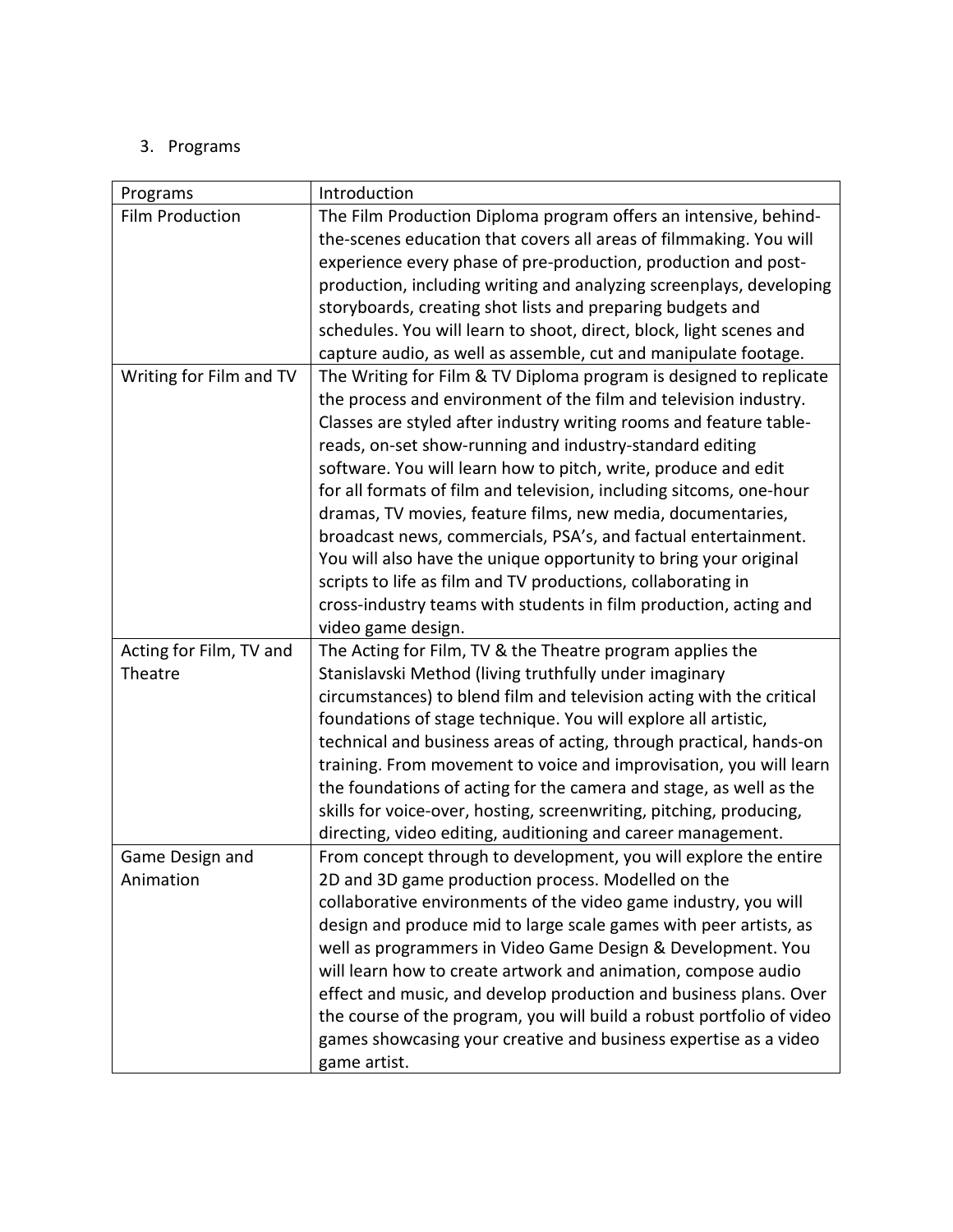3. Programs

| Programs | Introduction |
| --- | --- |
| Film Production | The Film Production Diploma program offers an intensive, behind-the-scenes education that covers all areas of filmmaking. You will experience every phase of pre-production, production and post-production, including writing and analyzing screenplays, developing storyboards, creating shot lists and preparing budgets and schedules. You will learn to shoot, direct, block, light scenes and capture audio, as well as assemble, cut and manipulate footage. |
| Writing for Film and TV | The Writing for Film & TV Diploma program is designed to replicate the process and environment of the film and television industry. Classes are styled after industry writing rooms and feature table-reads, on-set show-running and industry-standard editing software. You will learn how to pitch, write, produce and edit for all formats of film and television, including sitcoms, one-hour dramas, TV movies, feature films, new media, documentaries, broadcast news, commercials, PSA's, and factual entertainment. You will also have the unique opportunity to bring your original scripts to life as film and TV productions, collaborating in cross-industry teams with students in film production, acting and video game design. |
| Acting for Film, TV and Theatre | The Acting for Film, TV & the Theatre program applies the Stanislavski Method (living truthfully under imaginary circumstances) to blend film and television acting with the critical foundations of stage technique. You will explore all artistic, technical and business areas of acting, through practical, hands-on training. From movement to voice and improvisation, you will learn the foundations of acting for the camera and stage, as well as the skills for voice-over, hosting, screenwriting, pitching, producing, directing, video editing, auditioning and career management. |
| Game Design and Animation | From concept through to development, you will explore the entire 2D and 3D game production process. Modelled on the collaborative environments of the video game industry, you will design and produce mid to large scale games with peer artists, as well as programmers in Video Game Design & Development. You will learn how to create artwork and animation, compose audio effect and music, and develop production and business plans. Over the course of the program, you will build a robust portfolio of video games showcasing your creative and business expertise as a video game artist. |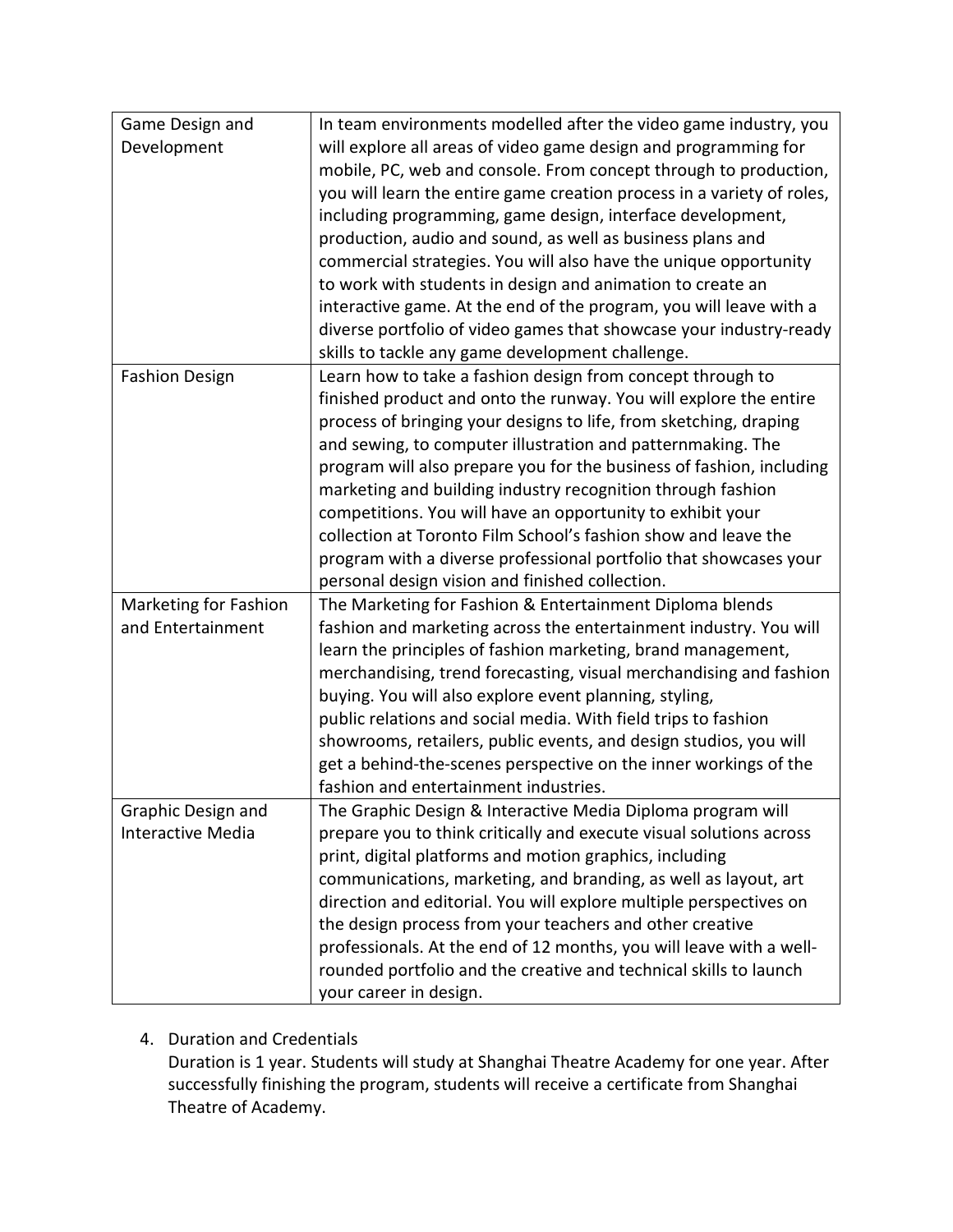| | |
|---|---|
| Game Design and Development | In team environments modelled after the video game industry, you will explore all areas of video game design and programming for mobile, PC, web and console. From concept through to production, you will learn the entire game creation process in a variety of roles, including programming, game design, interface development, production, audio and sound, as well as business plans and commercial strategies. You will also have the unique opportunity to work with students in design and animation to create an interactive game. At the end of the program, you will leave with a diverse portfolio of video games that showcase your industry-ready skills to tackle any game development challenge. |
| Fashion Design | Learn how to take a fashion design from concept through to finished product and onto the runway. You will explore the entire process of bringing your designs to life, from sketching, draping and sewing, to computer illustration and patternmaking. The program will also prepare you for the business of fashion, including marketing and building industry recognition through fashion competitions. You will have an opportunity to exhibit your collection at Toronto Film School's fashion show and leave the program with a diverse professional portfolio that showcases your personal design vision and finished collection. |
| Marketing for Fashion and Entertainment | The Marketing for Fashion & Entertainment Diploma blends fashion and marketing across the entertainment industry. You will learn the principles of fashion marketing, brand management, merchandising, trend forecasting, visual merchandising and fashion buying. You will also explore event planning, styling, public relations and social media. With field trips to fashion showrooms, retailers, public events, and design studios, you will get a behind-the-scenes perspective on the inner workings of the fashion and entertainment industries. |
| Graphic Design and Interactive Media | The Graphic Design & Interactive Media Diploma program will prepare you to think critically and execute visual solutions across print, digital platforms and motion graphics, including communications, marketing, and branding, as well as layout, art direction and editorial. You will explore multiple perspectives on the design process from your teachers and other creative professionals. At the end of 12 months, you will leave with a well-rounded portfolio and the creative and technical skills to launch your career in design. |

4. Duration and Credentials
   Duration is 1 year. Students will study at Shanghai Theatre Academy for one year. After successfully finishing the program, students will receive a certificate from Shanghai Theatre of Academy.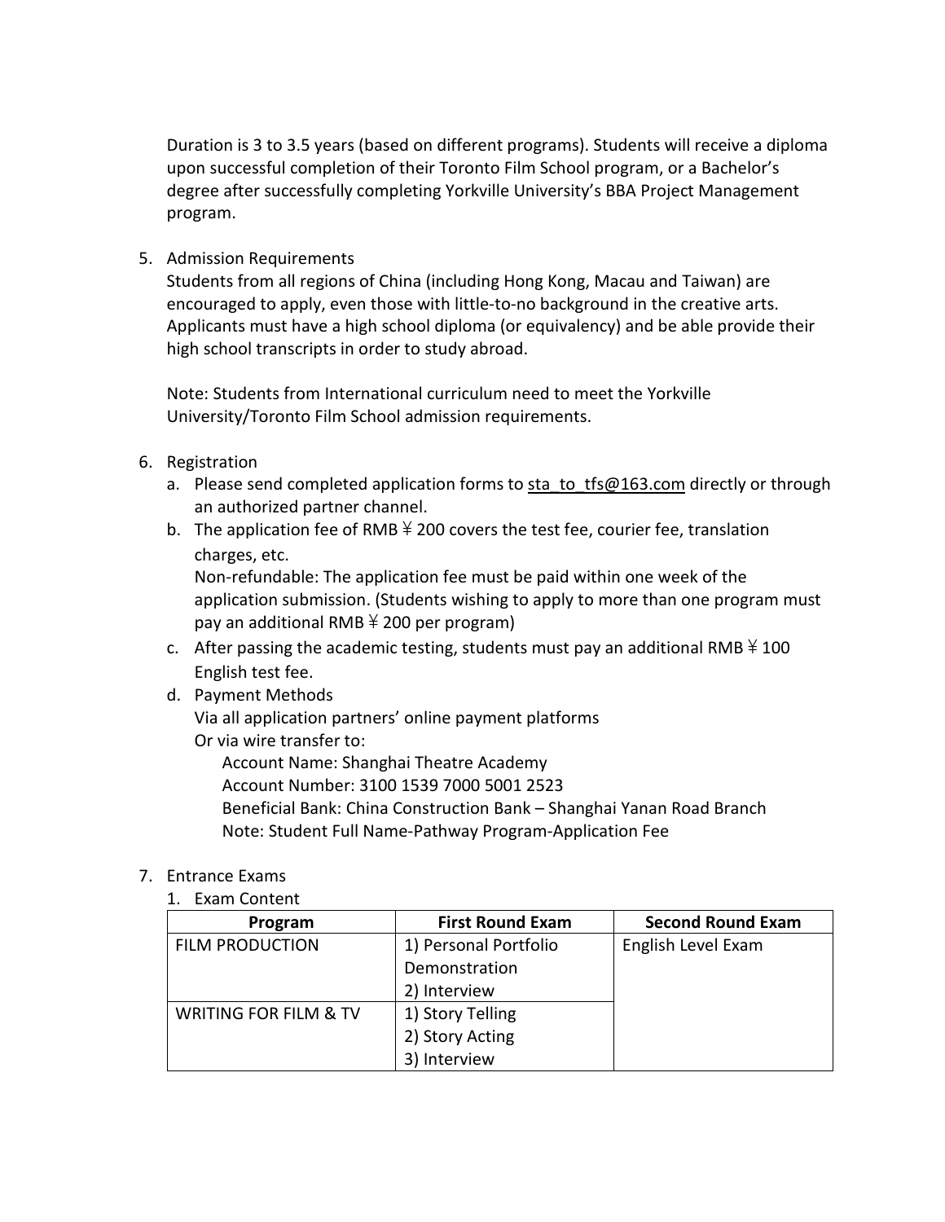Duration is 3 to 3.5 years (based on different programs). Students will receive a diploma upon successful completion of their Toronto Film School program, or a Bachelor's degree after successfully completing Yorkville University's BBA Project Management program.

5. Admission Requirements

   Students from all regions of China (including Hong Kong, Macau and Taiwan) are encouraged to apply, even those with little-to-no background in the creative arts. Applicants must have a high school diploma (or equivalency) and be able provide their high school transcripts in order to study abroad.

   Note: Students from International curriculum need to meet the Yorkville University/Toronto Film School admission requirements.

6. Registration
   a. Please send completed application forms to sta_to_tfs@163.com directly or through an authorized partner channel.
   b. The application fee of RMB ¥200 covers the test fee, courier fee, translation charges, etc.
      Non-refundable: The application fee must be paid within one week of the application submission. (Students wishing to apply to more than one program must pay an additional RMB ¥200 per program)
   c. After passing the academic testing, students must pay an additional RMB ¥100 English test fee.
   d. Payment Methods
      Via all application partners' online payment platforms
      Or via wire transfer to:
         Account Name: Shanghai Theatre Academy
         Account Number: 3100 1539 7000 5001 2523
         Beneficial Bank: China Construction Bank – Shanghai Yanan Road Branch
         Note: Student Full Name-Pathway Program-Application Fee

7. Entrance Exams
   1. Exam Content

| Program | First Round Exam | Second Round Exam |
|---|---|---|
| FILM PRODUCTION | 1) Personal Portfolio Demonstration<br>2) Interview | English Level Exam |
| WRITING FOR FILM & TV | 1) Story Telling<br>2) Story Acting<br>3) Interview | |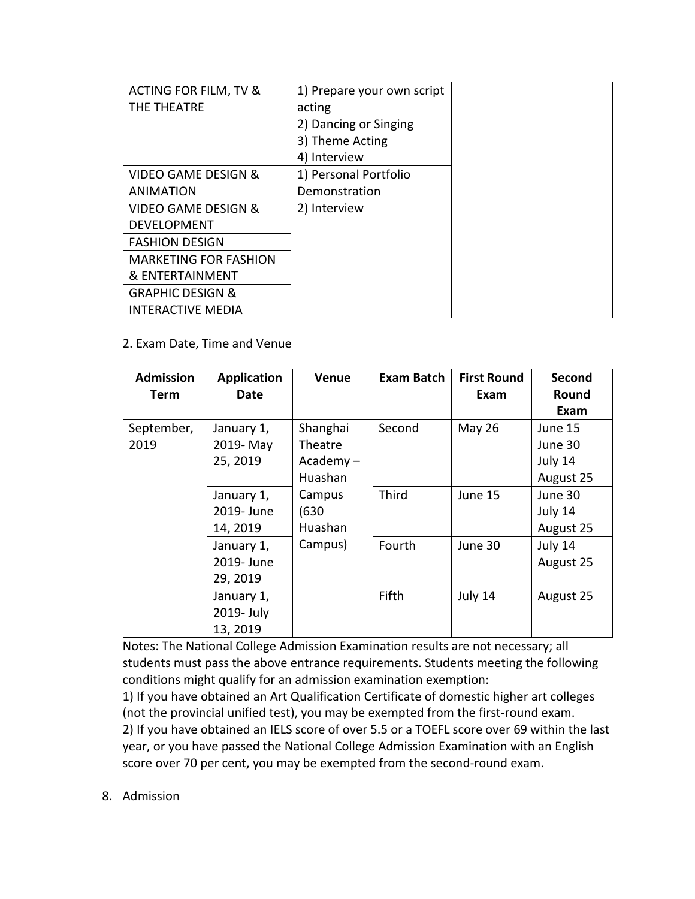| | | |
|---|---|---|
| ACTING FOR FILM, TV & THE THEATRE | 1) Prepare your own script acting<br>2) Dancing or Singing<br>3) Theme Acting<br>4) Interview | |
| VIDEO GAME DESIGN & ANIMATION | 1) Personal Portfolio Demonstration<br>2) Interview | |
| VIDEO GAME DESIGN & DEVELOPMENT | | |
| FASHION DESIGN | | |
| MARKETING FOR FASHION & ENTERTAINMENT | | |
| GRAPHIC DESIGN & INTERACTIVE MEDIA | | |

2. Exam Date, Time and Venue

| Admission Term | Application Date | Venue | Exam Batch | First Round Exam | Second Round Exam |
|---|---|---|---|---|---|
| September, 2019 | January 1, 2019- May 25, 2019 | Shanghai Theatre Academy – Huashan Campus (630 Huashan Campus) | Second | May 26 | June 15<br>June 30<br>July 14<br>August 25 |
| | January 1, 2019- June 14, 2019 | | Third | June 15 | June 30<br>July 14<br>August 25 |
| | January 1, 2019- June 29, 2019 | | Fourth | June 30 | July 14<br>August 25 |
| | January 1, 2019- July 13, 2019 | | Fifth | July 14 | August 25 |

Notes: The National College Admission Examination results are not necessary; all students must pass the above entrance requirements. Students meeting the following conditions might qualify for an admission examination exemption:

1) If you have obtained an Art Qualification Certificate of domestic higher art colleges (not the provincial unified test), you may be exempted from the first-round exam.

2) If you have obtained an IELS score of over 5.5 or a TOEFL score over 69 within the last year, or you have passed the National College Admission Examination with an English score over 70 per cent, you may be exempted from the second-round exam.

8. Admission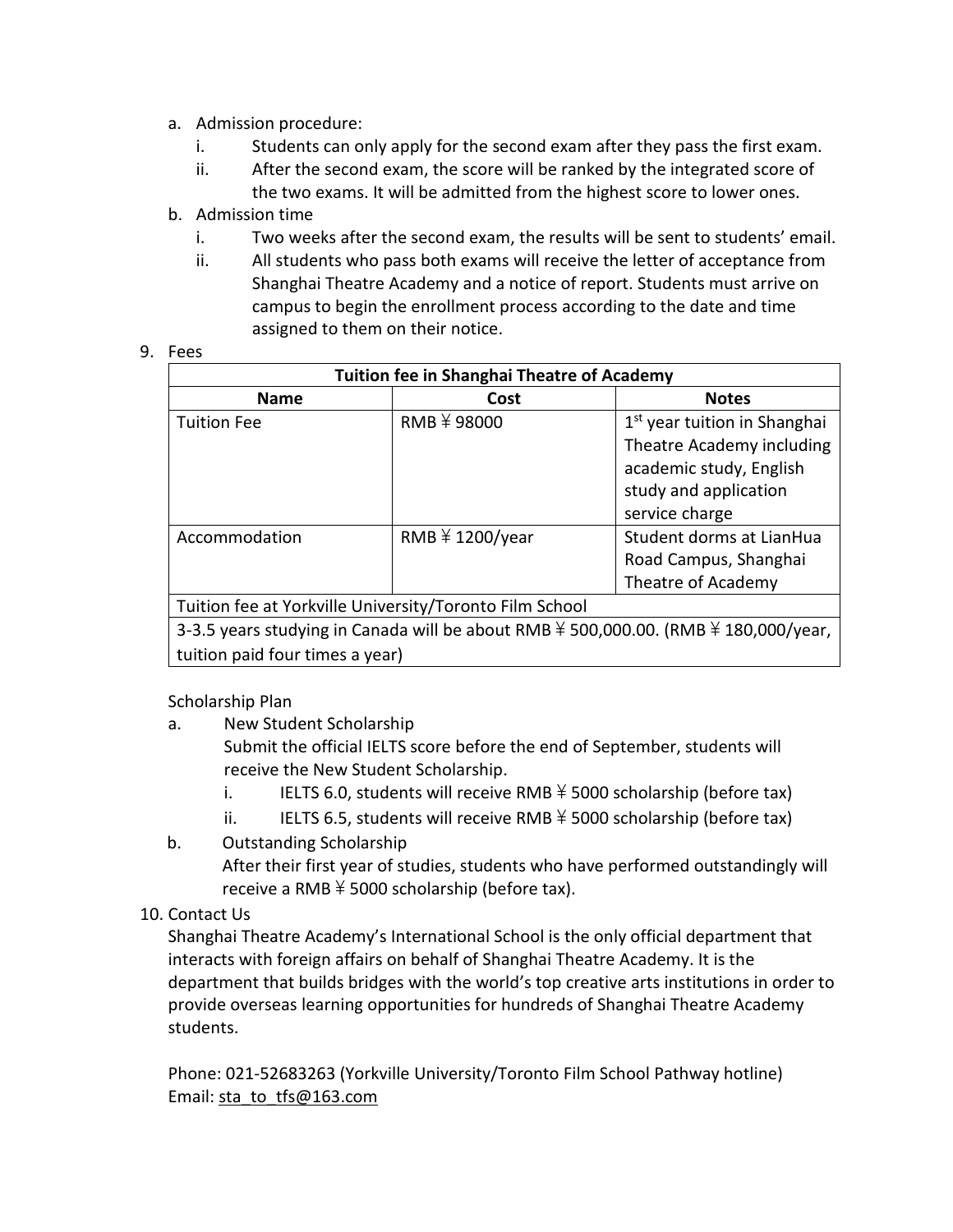a. Admission procedure:
   i. Students can only apply for the second exam after they pass the first exam.
   ii. After the second exam, the score will be ranked by the integrated score of the two exams. It will be admitted from the highest score to lower ones.
b. Admission time
   i. Two weeks after the second exam, the results will be sent to students' email.
   ii. All students who pass both exams will receive the letter of acceptance from Shanghai Theatre Academy and a notice of report. Students must arrive on campus to begin the enrollment process according to the date and time assigned to them on their notice.

9. Fees

| Tuition fee in Shanghai Theatre of Academy | | |
|---|---|---|
| **Name** | **Cost** | **Notes** |
| Tuition Fee | RMB ¥ 98000 | 1st year tuition in Shanghai Theatre Academy including academic study, English study and application service charge |
| Accommodation | RMB ¥ 1200/year | Student dorms at LianHua Road Campus, Shanghai Theatre of Academy |
| Tuition fee at Yorkville University/Toronto Film School | | |
| 3-3.5 years studying in Canada will be about RMB ¥ 500,000.00. (RMB ¥ 180,000/year, tuition paid four times a year) | | |

Scholarship Plan

a. New Student Scholarship
   Submit the official IELTS score before the end of September, students will receive the New Student Scholarship.
   i. IELTS 6.0, students will receive RMB ¥ 5000 scholarship (before tax)
   ii. IELTS 6.5, students will receive RMB ¥ 5000 scholarship (before tax)
b. Outstanding Scholarship
   After their first year of studies, students who have performed outstandingly will receive a RMB ¥ 5000 scholarship (before tax).

10. Contact Us

Shanghai Theatre Academy's International School is the only official department that interacts with foreign affairs on behalf of Shanghai Theatre Academy. It is the department that builds bridges with the world's top creative arts institutions in order to provide overseas learning opportunities for hundreds of Shanghai Theatre Academy students.

Phone: 021-52683263 (Yorkville University/Toronto Film School Pathway hotline)
Email: sta_to_tfs@163.com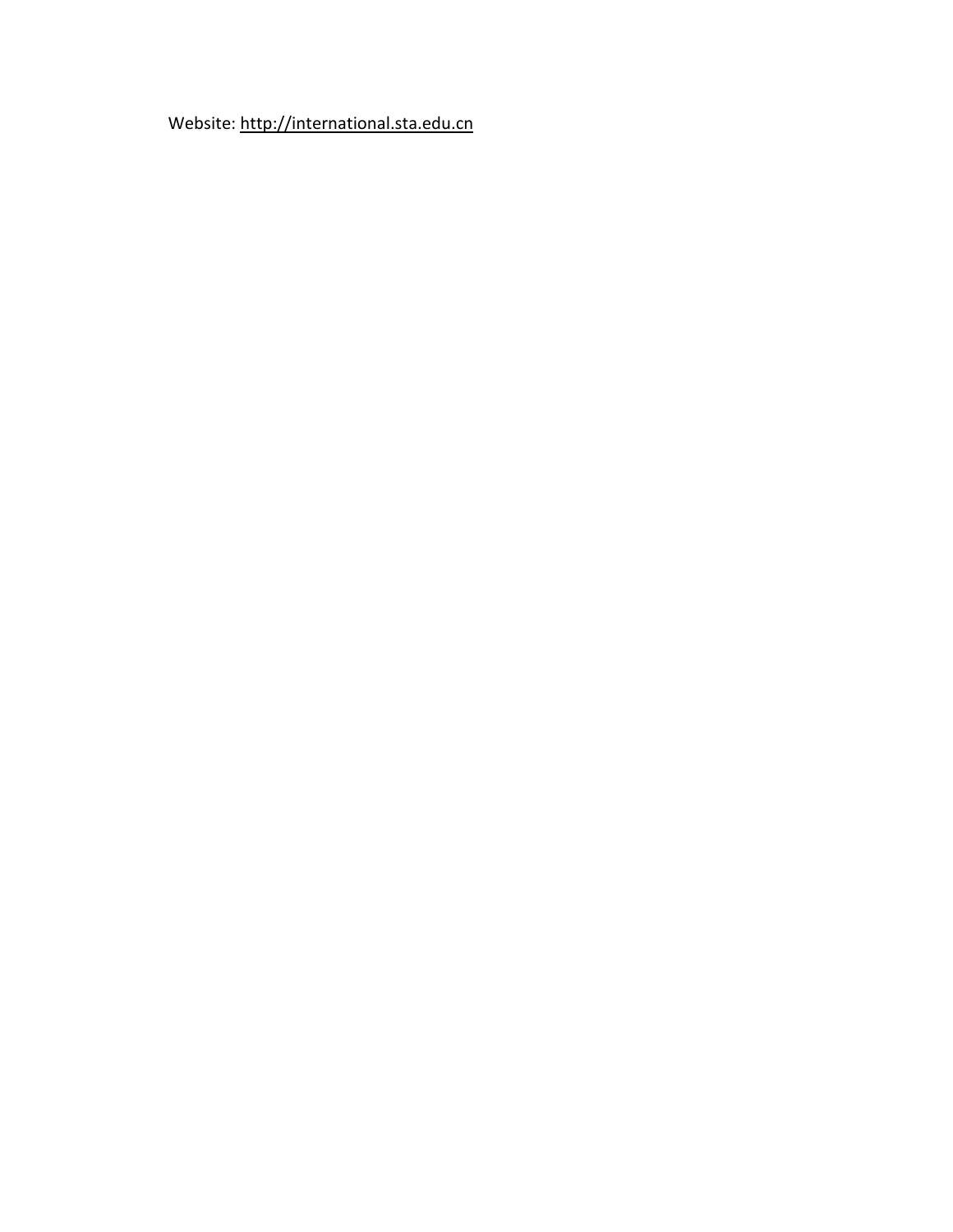Website: [http://international.sta.edu.cn](http://international.sta.edu.cn)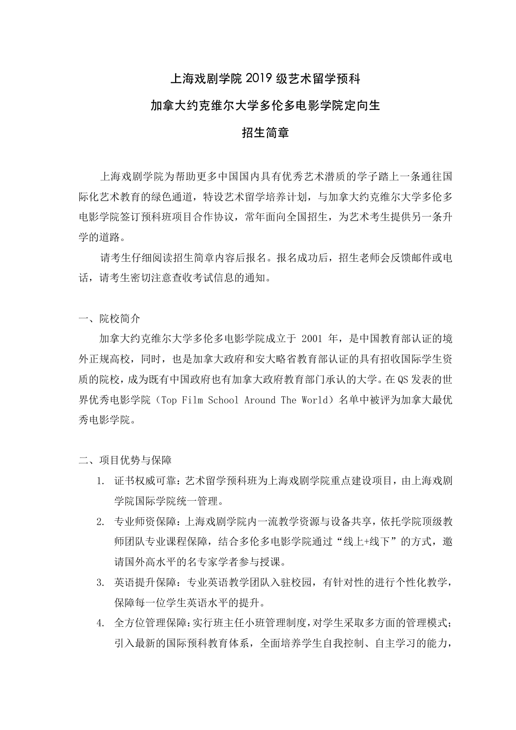# 上海戏剧学院 2019 级艺术留学预科

# 加拿大约克维尔大学多伦多电影学院定向生

# 招生简章

上海戏剧学院为帮助更多中国国内具有优秀艺术潜质的学子踏上一条通往国际化艺术教育的绿色通道，特设艺术留学培养计划，与加拿大约克维尔大学多伦多电影学院签订预科班项目合作协议，常年面向全国招生，为艺术考生提供另一条升学的道路。

请考生仔细阅读招生简章内容后报名。报名成功后，招生老师会反馈邮件或电话，请考生密切注意查收考试信息的通知。

## 一、院校简介

加拿大约克维尔大学多伦多电影学院成立于 2001 年，是中国教育部认证的境外正规高校，同时，也是加拿大政府和安大略省教育部认证的具有招收国际学生资质的院校，成为既有中国政府也有加拿大政府教育部门承认的大学。在 QS 发表的世界优秀电影学院（Top Film School Around The World）名单中被评为加拿大最优秀电影学院。

## 二、项目优势与保障

1. 证书权威可靠：艺术留学预科班为上海戏剧学院重点建设项目，由上海戏剧学院国际学院统一管理。
2. 专业师资保障：上海戏剧学院内一流教学资源与设备共享，依托学院顶级教师团队专业课程保障，结合多伦多电影学院通过“线上+线下”的方式，邀请国外高水平的名专家学者参与授课。
3. 英语提升保障：专业英语教学团队入驻校园，有针对性的进行个性化教学，保障每一位学生英语水平的提升。
4. 全方位管理保障：实行班主任小班管理制度，对学生采取多方面的管理模式；引入最新的国际预科教育体系，全面培养学生自我控制、自主学习的能力，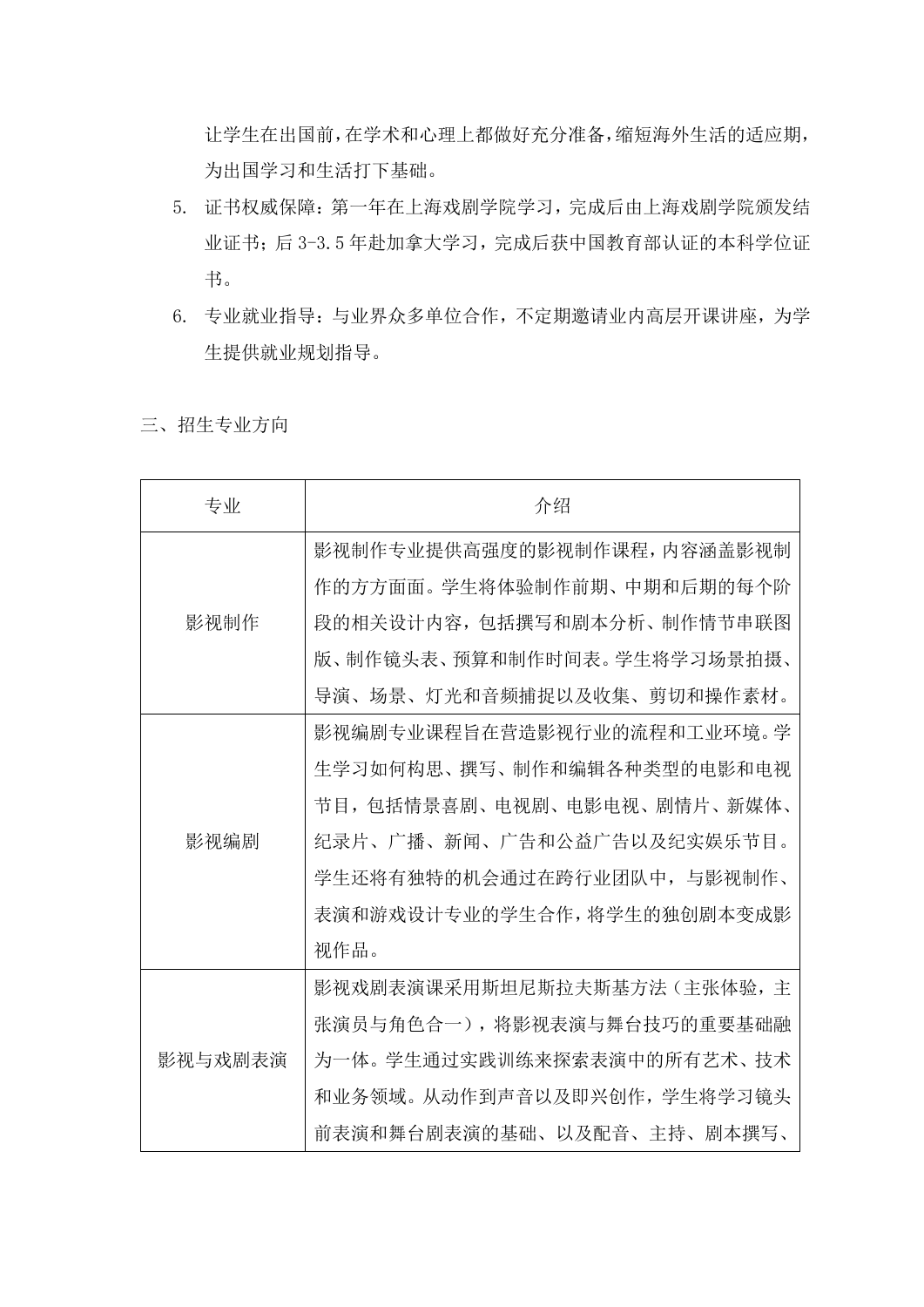让学生在出国前，在学术和心理上都做好充分准备，缩短海外生活的适应期，为出国学习和生活打下基础。

5. 证书权威保障：第一年在上海戏剧学院学习，完成后由上海戏剧学院颁发结业证书；后 3-3.5 年赴加拿大学习，完成后获中国教育部认证的本科学位证书。
6. 专业就业指导：与业界众多单位合作，不定期邀请业内高层开课讲座，为学生提供就业规划指导。

三、招生专业方向

| 专业 | 介绍 |
| --- | --- |
| 影视制作 | 影视制作专业提供高强度的影视制作课程，内容涵盖影视制作的方方面面。学生将体验制作前期、中期和后期的每个阶段的相关设计内容，包括撰写和剧本分析、制作情节串联图版、制作镜头表、预算和制作时间表。学生将学习场景拍摄、导演、场景、灯光和音频捕捉以及收集、剪切和操作素材。 |
| 影视编剧 | 影视编剧专业课程旨在营造影视行业的流程和工业环境。学生学习如何构思、撰写、制作和编辑各种类型的电影和电视节目，包括情景喜剧、电视剧、电影电视、剧情片、新媒体、纪录片、广播、新闻、广告和公益广告以及纪实娱乐节目。学生还将有独特的机会通过在跨行业团队中，与影视制作、表演和游戏设计专业的学生合作，将学生的独创剧本变成影视作品。 |
| 影视与戏剧表演 | 影视戏剧表演课采用斯坦尼斯拉夫斯基方法（主张体验，主张演员与角色合一），将影视表演与舞台技巧的重要基础融为一体。学生通过实践训练来探索表演中的所有艺术、技术和业务领域。从动作到声音以及即兴创作，学生将学习镜头前表演和舞台剧表演的基础、以及配音、主持、剧本撰写、 |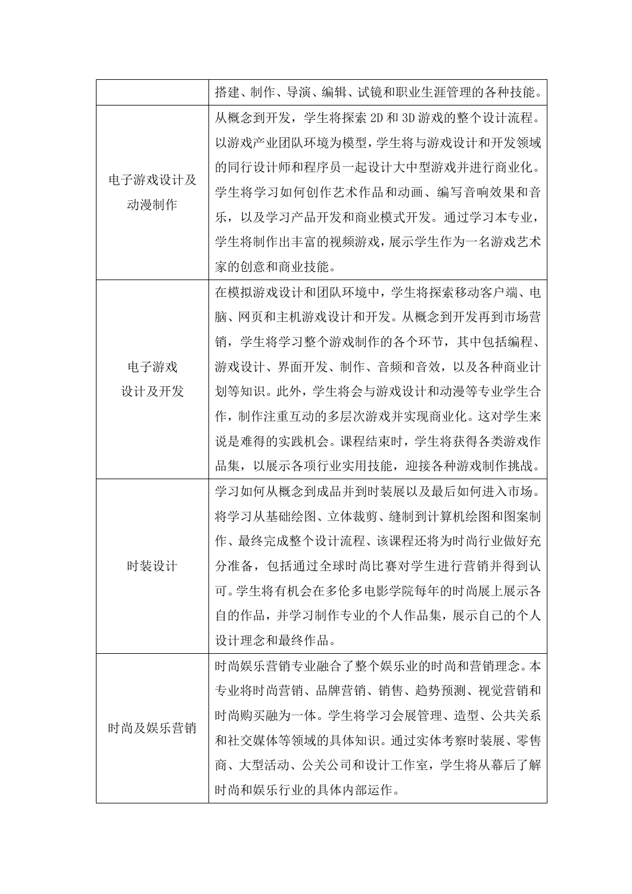| | |
|---|---|
| | 搭建、制作、导演、编辑、试镜和职业生涯管理的各种技能。 |
| 电子游戏设计及动漫制作 | 从概念到开发，学生将探索 2D 和 3D 游戏的整个设计流程。以游戏产业团队环境为模型，学生将与游戏设计和开发领域的同行设计师和程序员一起设计大中型游戏并进行商业化。学生将学习如何创作艺术作品和动画、编写音响效果和音乐，以及学习产品开发和商业模式开发。通过学习本专业，学生将制作出丰富的视频游戏，展示学生作为一名游戏艺术家的创意和商业技能。 |
| 电子游戏设计及开发 | 在模拟游戏设计和团队环境中，学生将探索移动客户端、电脑、网页和主机游戏设计和开发。从概念到开发再到市场营销，学生将学习整个游戏制作的各个环节，其中包括编程、游戏设计、界面开发、制作、音频和音效，以及各种商业计划等知识。此外，学生将会与游戏设计和动漫等专业学生合作，制作注重互动的多层次游戏并实现商业化。这对学生来说是难得的实践机会。课程结束时，学生将获得各类游戏作品集，以展示各项行业实用技能，迎接各种游戏制作挑战。 |
| 时装设计 | 学习如何从概念到成品并到时装展以及最后如何进入市场。将学习从基础绘图、立体裁剪、缝制到计算机绘图和图案制作、最终完成整个设计流程、该课程还将为时尚行业做好充分准备，包括通过全球时尚比赛对学生进行营销并得到认可。学生将有机会在多伦多电影学院每年的时尚展上展示各自的作品，并学习制作专业的个人作品集，展示自己的个人设计理念和最终作品。 |
| 时尚及娱乐营销 | 时尚娱乐营销专业融合了整个娱乐业的时尚和营销理念。本专业将时尚营销、品牌营销、销售、趋势预测、视觉营销和时尚购买融为一体。学生将学习会展管理、造型、公共关系和社交媒体等领域的具体知识。通过实体考察时装展、零售商、大型活动、公关公司和设计工作室，学生将从幕后了解时尚和娱乐行业的具体内部运作。 |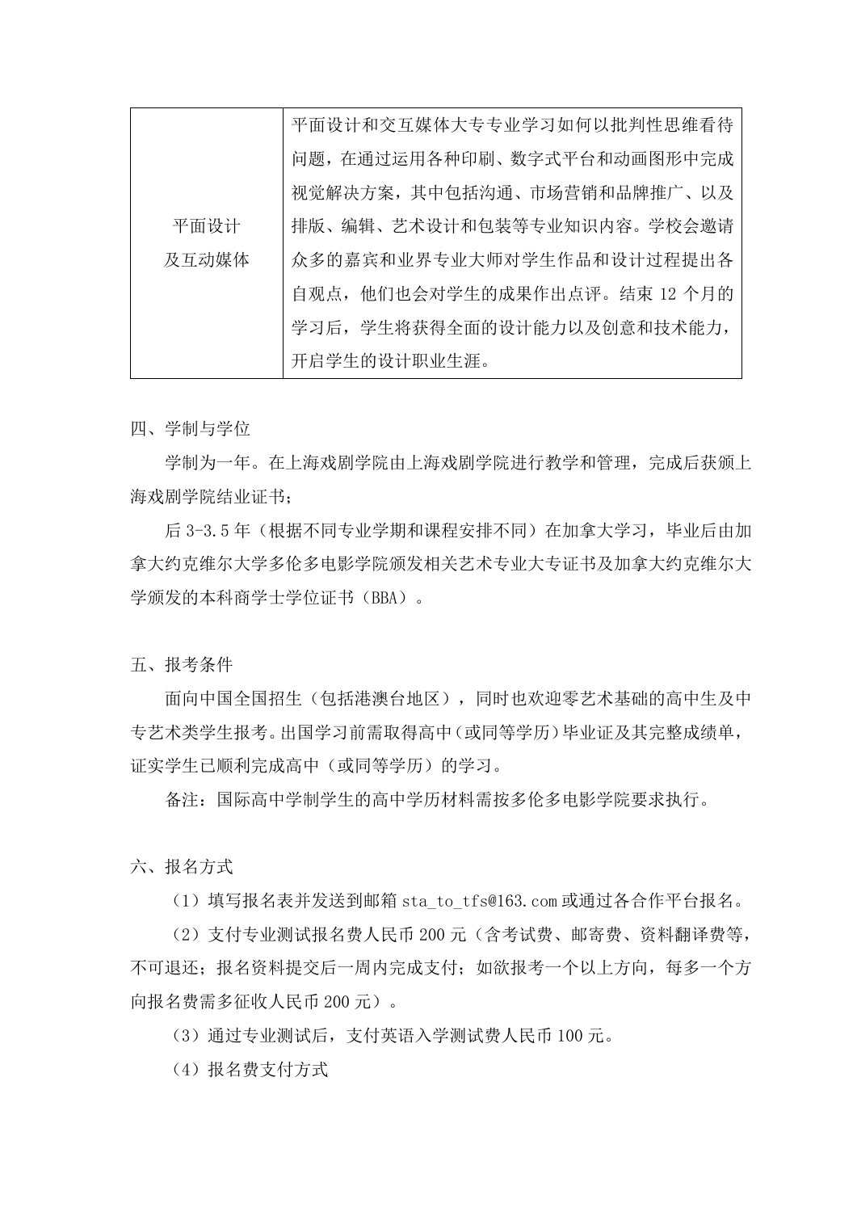| | |
|---|---|
| 平面设计<br>及互动媒体 | 平面设计和交互媒体大专专业学习如何以批判性思维看待问题，在通过运用各种印刷、数字式平台和动画图形中完成视觉解决方案，其中包括沟通、市场营销和品牌推广、以及排版、编辑、艺术设计和包装等专业知识内容。学校会邀请众多的嘉宾和业界专业大师对学生作品和设计过程提出各自观点，他们也会对学生的成果作出点评。结束 12 个月的学习后，学生将获得全面的设计能力以及创意和技术能力，开启学生的设计职业生涯。 |

四、学制与学位

学制为一年。在上海戏剧学院由上海戏剧学院进行教学和管理，完成后获颁上海戏剧学院结业证书；

后 3-3.5 年（根据不同专业学期和课程安排不同）在加拿大学习，毕业后由加拿大约克维尔大学多伦多电影学院颁发相关艺术专业大专证书及加拿大约克维尔大学颁发的本科商学士学位证书（BBA）。

五、报考条件

面向中国全国招生（包括港澳台地区），同时也欢迎零艺术基础的高中生及中专艺术类学生报考。出国学习前需取得高中（或同等学历）毕业证及其完整成绩单，证实学生已顺利完成高中（或同等学历）的学习。

备注：国际高中学制学生的高中学历材料需按多伦多电影学院要求执行。

六、报名方式

（1）填写报名表并发送到邮箱 sta_to_tfs@163.com 或通过各合作平台报名。

（2）支付专业测试报名费人民币 200 元（含考试费、邮寄费、资料翻译费等，不可退还；报名资料提交后一周内完成支付；如欲报考一个以上方向，每多一个方向报名费需多征收人民币 200 元）。

（3）通过专业测试后，支付英语入学测试费人民币 100 元。

（4）报名费支付方式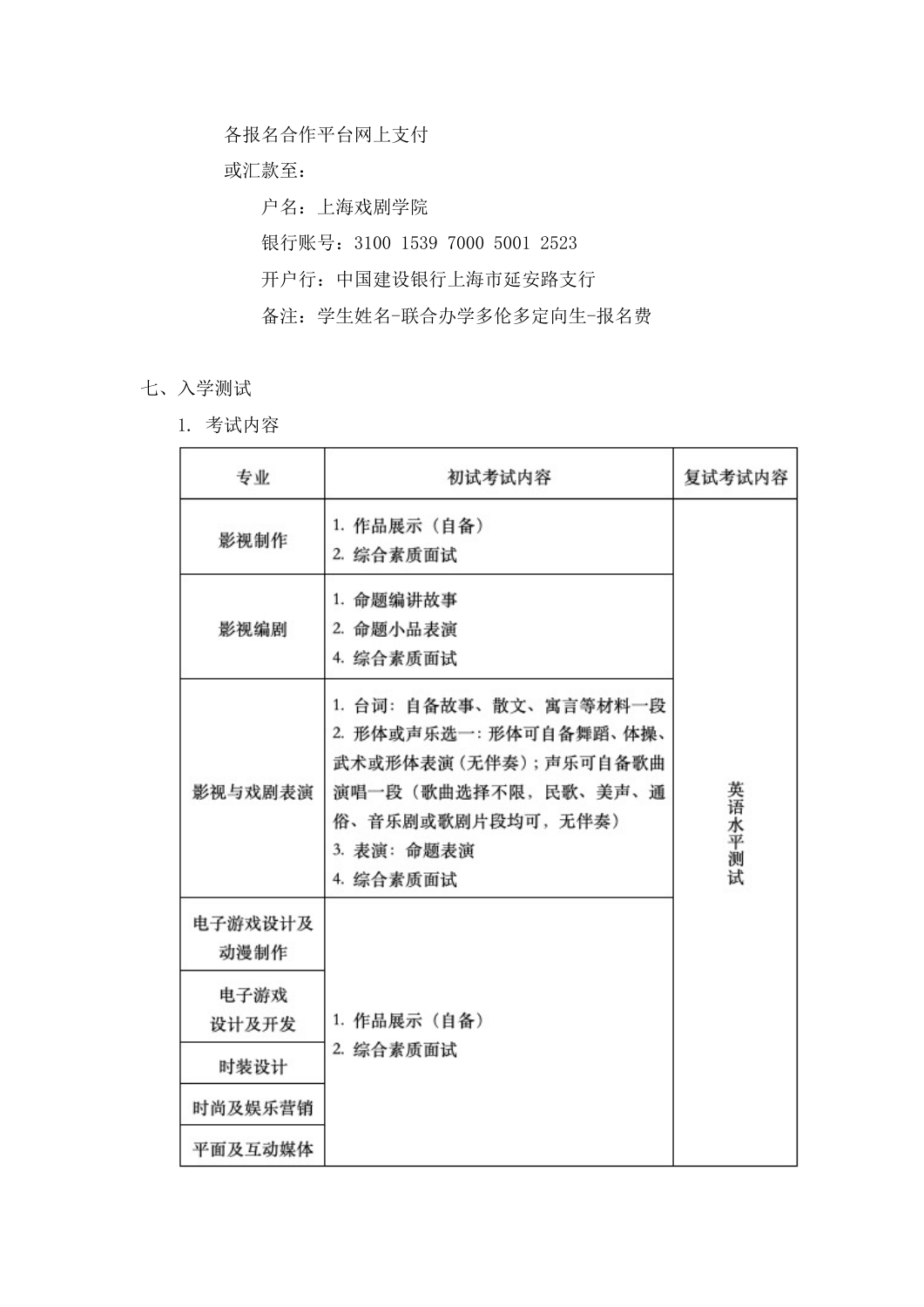各报名合作平台网上支付

或汇款至：

户名：上海戏剧学院

银行账号：3100 1539 7000 5001 2523

开户行：中国建设银行上海市延安路支行

备注：学生姓名-联合办学多伦多定向生-报名费

七、入学测试

1. 考试内容

| 专业 | 初试考试内容 | 复试考试内容 |
|---|---|---|
| 影视制作 | 1. 作品展示（自备）<br>2. 综合素质面试 | 英语水平测试 |
| 影视编剧 | 1. 命题编讲故事<br>2. 命题小品表演<br>4. 综合素质面试 | |
| 影视与戏剧表演 | 1. 台词：自备故事、散文、寓言等材料一段<br>2. 形体或声乐选一：形体可自备舞蹈、体操、武术或形体表演（无伴奏）；声乐可自备歌曲演唱一段（歌曲选择不限，民歌、美声、通俗、音乐剧或歌剧片段均可，无伴奏）<br>3. 表演：命题表演<br>4. 综合素质面试 | |
| 电子游戏设计及动漫制作 | 1. 作品展示（自备）<br>2. 综合素质面试 | |
| 电子游戏设计及开发 | | |
| 时装设计 | | |
| 时尚及娱乐营销 | | |
| 平面及互动媒体 | | |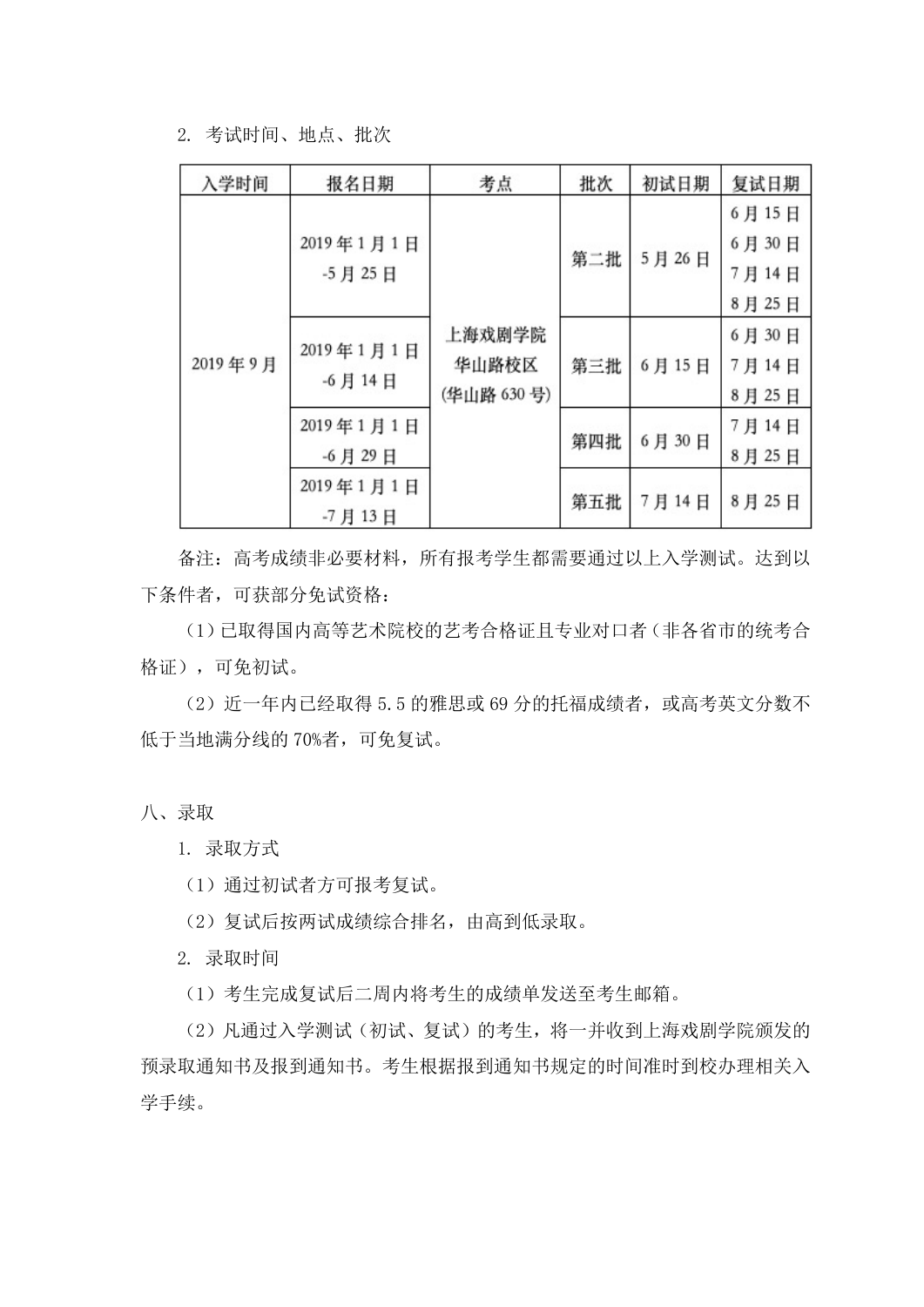2. 考试时间、地点、批次

| 入学时间 | 报名日期 | 考点 | 批次 | 初试日期 | 复试日期 |
| --- | --- | --- | --- | --- | --- |
| 2019年9月 | 2019年1月1日-5月25日 | 上海戏剧学院华山路校区(华山路630号) | 第二批 | 5月26日 | 6月15日<br>6月30日<br>7月14日<br>8月25日 |
| | 2019年1月1日-6月14日 | | 第三批 | 6月15日 | 6月30日<br>7月14日<br>8月25日 |
| | 2019年1月1日-6月29日 | | 第四批 | 6月30日 | 7月14日<br>8月25日 |
| | 2019年1月1日-7月13日 | | 第五批 | 7月14日 | 8月25日 |

备注：高考成绩非必要材料，所有报考学生都需要通过以上入学测试。达到以下条件者，可获部分免试资格：

（1）已取得国内高等艺术院校的艺考合格证且专业对口者（非各省市的统考合格证），可免初试。

（2）近一年内已经取得5.5的雅思或69分的托福成绩者，或高考英文分数不低于当地满分线的70%者，可免复试。

## 八、录取

1. 录取方式

（1）通过初试者方可报考复试。

（2）复试后按两试成绩综合排名，由高到低录取。

2. 录取时间

（1）考生完成复试后二周内将考生的成绩单发送至考生邮箱。

（2）凡通过入学测试（初试、复试）的考生，将一并收到上海戏剧学院颁发的预录取通知书及报到通知书。考生根据报到通知书规定的时间准时到校办理相关入学手续。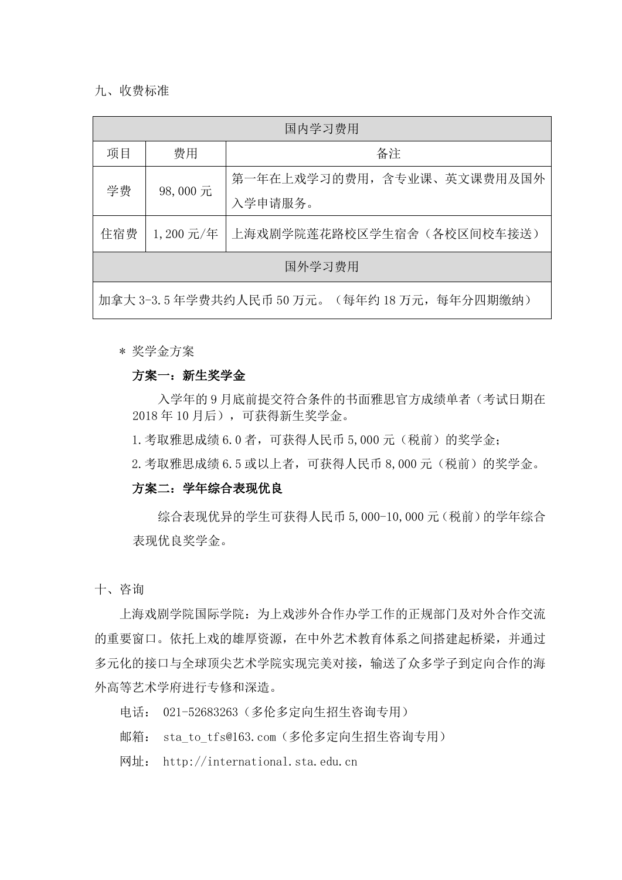九、收费标准

| 国内学习费用 | | |
|---|---|---|
| 项目 | 费用 | 备注 |
| 学费 | 98,000 元 | 第一年在上戏学习的费用，含专业课、英文课费用及国外入学申请服务。 |
| 住宿费 | 1,200 元/年 | 上海戏剧学院莲花路校区学生宿舍（各校区间校车接送） |
| 国外学习费用 | | |
| 加拿大 3-3.5 年学费共约人民币 50 万元。（每年约 18 万元，每年分四期缴纳） | | |

* 奖学金方案

**方案一：新生奖学金**

入学年的 9 月底前提交符合条件的书面雅思官方成绩单者（考试日期在 2018 年 10 月后），可获得新生奖学金。

1.考取雅思成绩 6.0 者，可获得人民币 5,000 元（税前）的奖学金；

2.考取雅思成绩 6.5 或以上者，可获得人民币 8,000 元（税前）的奖学金。

**方案二：学年综合表现优良**

综合表现优异的学生可获得人民币 5,000-10,000 元（税前）的学年综合表现优良奖学金。

十、咨询

上海戏剧学院国际学院：为上戏涉外合作办学工作的正规部门及对外合作交流的重要窗口。依托上戏的雄厚资源，在中外艺术教育体系之间搭建起桥梁，并通过多元化的接口与全球顶尖艺术学院实现完美对接，输送了众多学子到定向合作的海外高等艺术学府进行专修和深造。

电话： 021-52683263（多伦多定向生招生咨询专用）

邮箱： sta_to_tfs@163.com（多伦多定向生招生咨询专用）

网址： http://international.sta.edu.cn